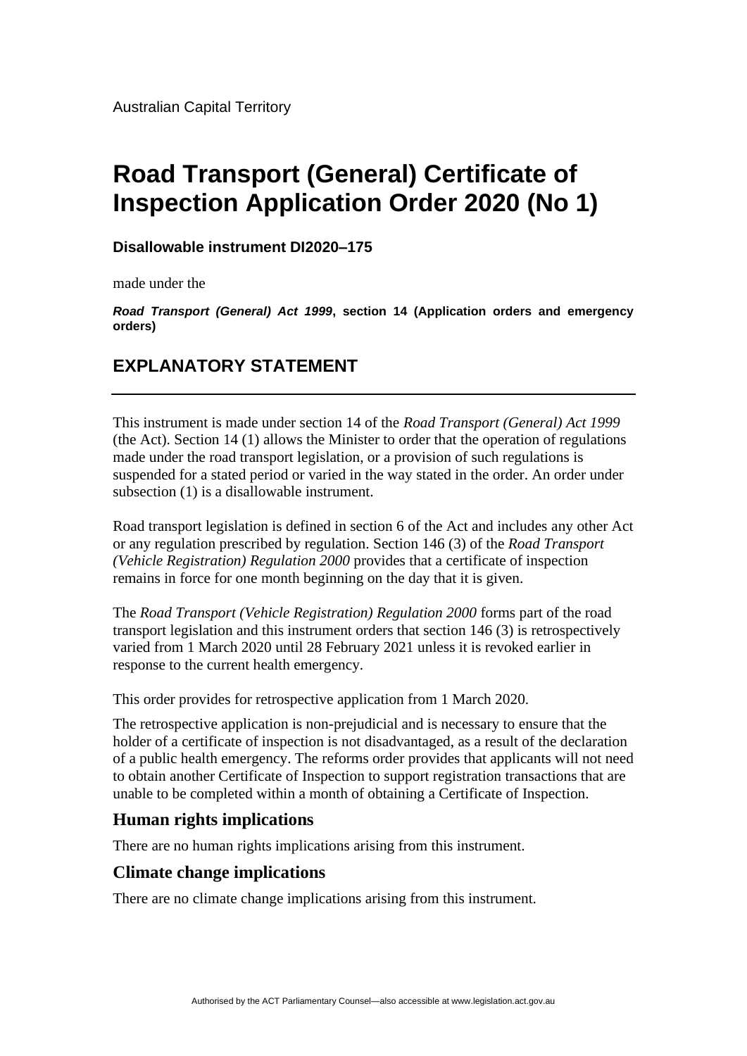Australian Capital Territory

# Road Transport (General) Certificate of Inspection Application Order 2020 (No 1)

**Disallowable instrument DI2020–175**

made under the

***Road Transport (General) Act 1999*, section 14 (Application orders and emergency orders)**

## EXPLANATORY STATEMENT

This instrument is made under section 14 of the *Road Transport (General) Act 1999* (the Act). Section 14 (1) allows the Minister to order that the operation of regulations made under the road transport legislation, or a provision of such regulations is suspended for a stated period or varied in the way stated in the order. An order under subsection (1) is a disallowable instrument.

Road transport legislation is defined in section 6 of the Act and includes any other Act or any regulation prescribed by regulation. Section 146 (3) of the *Road Transport (Vehicle Registration) Regulation 2000* provides that a certificate of inspection remains in force for one month beginning on the day that it is given.

The *Road Transport (Vehicle Registration) Regulation 2000* forms part of the road transport legislation and this instrument orders that section 146 (3) is retrospectively varied from 1 March 2020 until 28 February 2021 unless it is revoked earlier in response to the current health emergency.

This order provides for retrospective application from 1 March 2020.

The retrospective application is non-prejudicial and is necessary to ensure that the holder of a certificate of inspection is not disadvantaged, as a result of the declaration of a public health emergency. The reforms order provides that applicants will not need to obtain another Certificate of Inspection to support registration transactions that are unable to be completed within a month of obtaining a Certificate of Inspection.

### Human rights implications

There are no human rights implications arising from this instrument.

### Climate change implications

There are no climate change implications arising from this instrument.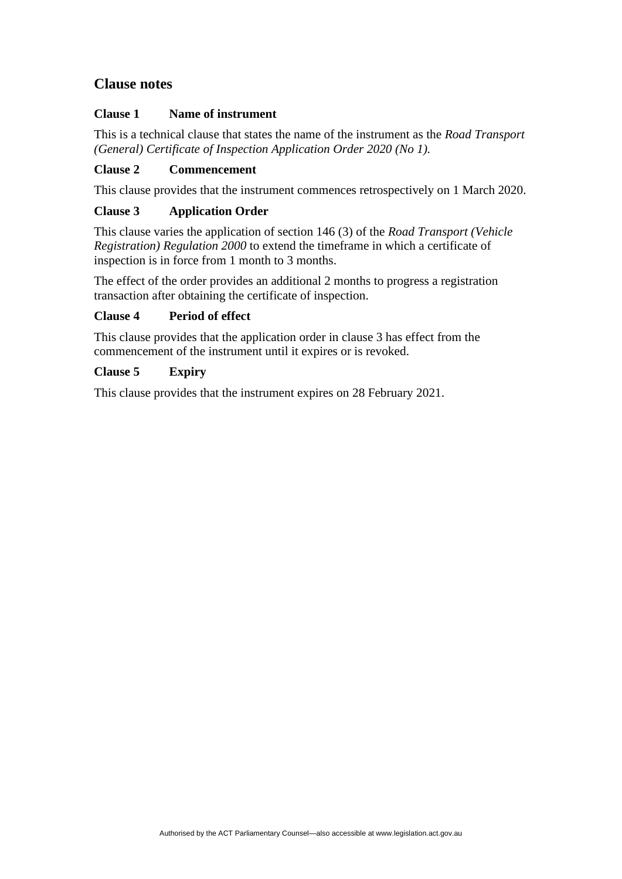## Clause notes

### Clause 1 Name of instrument

This is a technical clause that states the name of the instrument as the *Road Transport (General) Certificate of Inspection Application Order 2020 (No 1).*

### Clause 2 Commencement

This clause provides that the instrument commences retrospectively on 1 March 2020.

### Clause 3 Application Order

This clause varies the application of section 146 (3) of the *Road Transport (Vehicle Registration) Regulation 2000* to extend the timeframe in which a certificate of inspection is in force from 1 month to 3 months.

The effect of the order provides an additional 2 months to progress a registration transaction after obtaining the certificate of inspection.

### Clause 4 Period of effect

This clause provides that the application order in clause 3 has effect from the commencement of the instrument until it expires or is revoked.

### Clause 5 Expiry

This clause provides that the instrument expires on 28 February 2021.